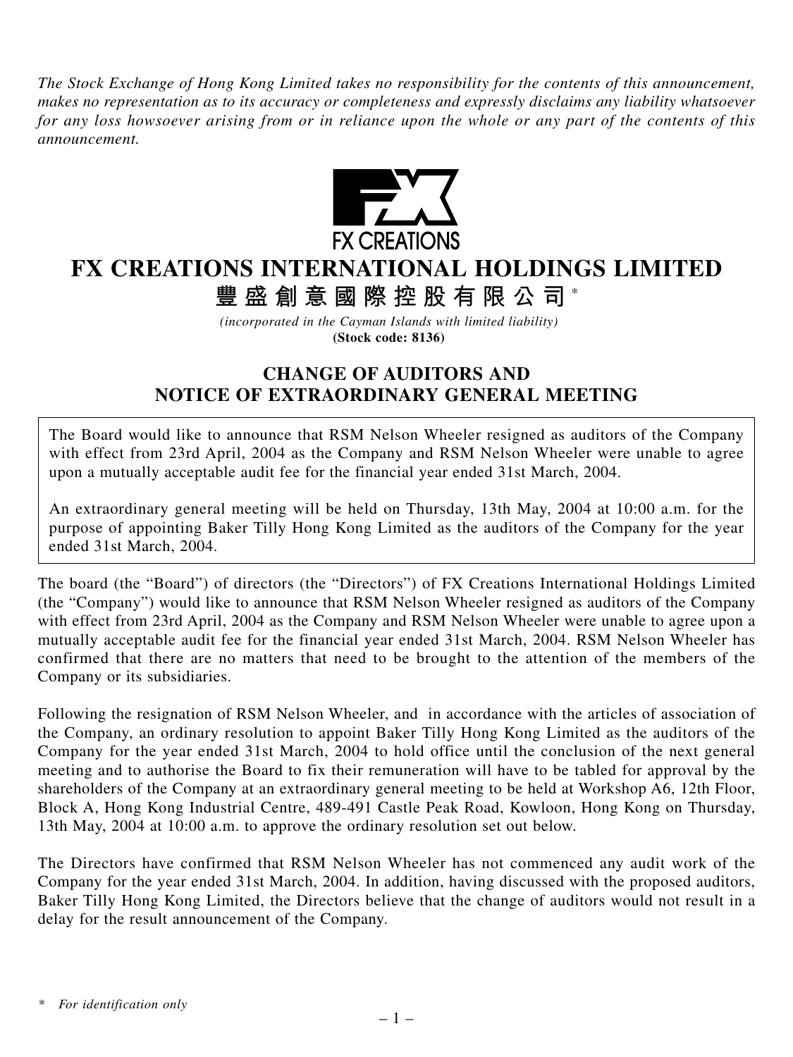*The Stock Exchange of Hong Kong Limited takes no responsibility for the contents of this announcement, makes no representation as to its accuracy or completeness and expressly disclaims any liability whatsoever for any loss howsoever arising from or in reliance upon the whole or any part of the contents of this announcement.*

FX CREATIONS

# FX CREATIONS INTERNATIONAL HOLDINGS LIMITED

# 豐盛創意國際控股有限公司*

*(incorporated in the Cayman Islands with limited liability)*
**(Stock code: 8136)**

## CHANGE OF AUDITORS AND NOTICE OF EXTRAORDINARY GENERAL MEETING

The Board would like to announce that RSM Nelson Wheeler resigned as auditors of the Company with effect from 23rd April, 2004 as the Company and RSM Nelson Wheeler were unable to agree upon a mutually acceptable audit fee for the financial year ended 31st March, 2004.

An extraordinary general meeting will be held on Thursday, 13th May, 2004 at 10:00 a.m. for the purpose of appointing Baker Tilly Hong Kong Limited as the auditors of the Company for the year ended 31st March, 2004.

The board (the "Board") of directors (the "Directors") of FX Creations International Holdings Limited (the "Company") would like to announce that RSM Nelson Wheeler resigned as auditors of the Company with effect from 23rd April, 2004 as the Company and RSM Nelson Wheeler were unable to agree upon a mutually acceptable audit fee for the financial year ended 31st March, 2004. RSM Nelson Wheeler has confirmed that there are no matters that need to be brought to the attention of the members of the Company or its subsidiaries.

Following the resignation of RSM Nelson Wheeler, and in accordance with the articles of association of the Company, an ordinary resolution to appoint Baker Tilly Hong Kong Limited as the auditors of the Company for the year ended 31st March, 2004 to hold office until the conclusion of the next general meeting and to authorise the Board to fix their remuneration will have to be tabled for approval by the shareholders of the Company at an extraordinary general meeting to be held at Workshop A6, 12th Floor, Block A, Hong Kong Industrial Centre, 489-491 Castle Peak Road, Kowloon, Hong Kong on Thursday, 13th May, 2004 at 10:00 a.m. to approve the ordinary resolution set out below.

The Directors have confirmed that RSM Nelson Wheeler has not commenced any audit work of the Company for the year ended 31st March, 2004. In addition, having discussed with the proposed auditors, Baker Tilly Hong Kong Limited, the Directors believe that the change of auditors would not result in a delay for the result announcement of the Company.

\* *For identification only*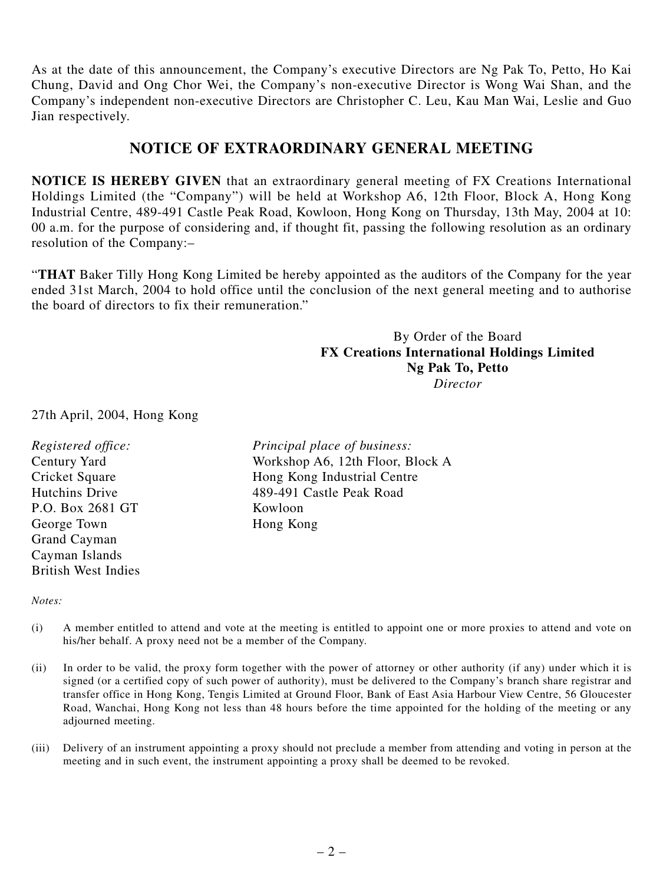As at the date of this announcement, the Company's executive Directors are Ng Pak To, Petto, Ho Kai Chung, David and Ong Chor Wei, the Company's non-executive Director is Wong Wai Shan, and the Company's independent non-executive Directors are Christopher C. Leu, Kau Man Wai, Leslie and Guo Jian respectively.

# NOTICE OF EXTRAORDINARY GENERAL MEETING

**NOTICE IS HEREBY GIVEN** that an extraordinary general meeting of FX Creations International Holdings Limited (the "Company") will be held at Workshop A6, 12th Floor, Block A, Hong Kong Industrial Centre, 489-491 Castle Peak Road, Kowloon, Hong Kong on Thursday, 13th May, 2004 at 10:00 a.m. for the purpose of considering and, if thought fit, passing the following resolution as an ordinary resolution of the Company:–

"**THAT** Baker Tilly Hong Kong Limited be hereby appointed as the auditors of the Company for the year ended 31st March, 2004 to hold office until the conclusion of the next general meeting and to authorise the board of directors to fix their remuneration."

By Order of the Board
**FX Creations International Holdings Limited**
**Ng Pak To, Petto**
*Director*

27th April, 2004, Hong Kong

*Registered office:*
Century Yard
Cricket Square
Hutchins Drive
P.O. Box 2681 GT
George Town
Grand Cayman
Cayman Islands
British West Indies

*Principal place of business:*
Workshop A6, 12th Floor, Block A
Hong Kong Industrial Centre
489-491 Castle Peak Road
Kowloon
Hong Kong

*Notes:*

(i) A member entitled to attend and vote at the meeting is entitled to appoint one or more proxies to attend and vote on his/her behalf. A proxy need not be a member of the Company.

(ii) In order to be valid, the proxy form together with the power of attorney or other authority (if any) under which it is signed (or a certified copy of such power of authority), must be delivered to the Company's branch share registrar and transfer office in Hong Kong, Tengis Limited at Ground Floor, Bank of East Asia Harbour View Centre, 56 Gloucester Road, Wanchai, Hong Kong not less than 48 hours before the time appointed for the holding of the meeting or any adjourned meeting.

(iii) Delivery of an instrument appointing a proxy should not preclude a member from attending and voting in person at the meeting and in such event, the instrument appointing a proxy shall be deemed to be revoked.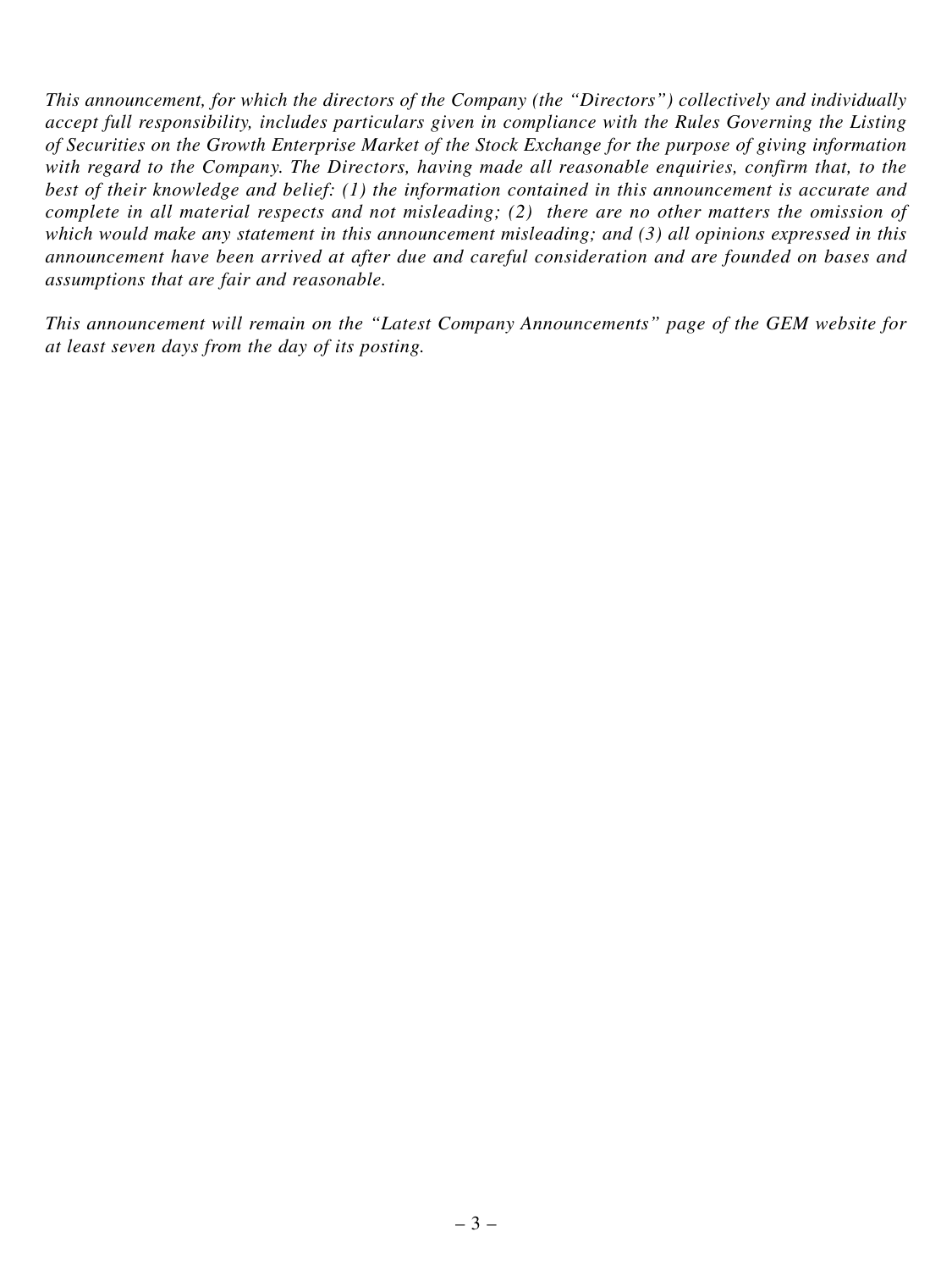*This announcement, for which the directors of the Company (the "Directors") collectively and individually accept full responsibility, includes particulars given in compliance with the Rules Governing the Listing of Securities on the Growth Enterprise Market of the Stock Exchange for the purpose of giving information with regard to the Company. The Directors, having made all reasonable enquiries, confirm that, to the best of their knowledge and belief: (1) the information contained in this announcement is accurate and complete in all material respects and not misleading; (2) there are no other matters the omission of which would make any statement in this announcement misleading; and (3) all opinions expressed in this announcement have been arrived at after due and careful consideration and are founded on bases and assumptions that are fair and reasonable.*

*This announcement will remain on the "Latest Company Announcements" page of the GEM website for at least seven days from the day of its posting.*